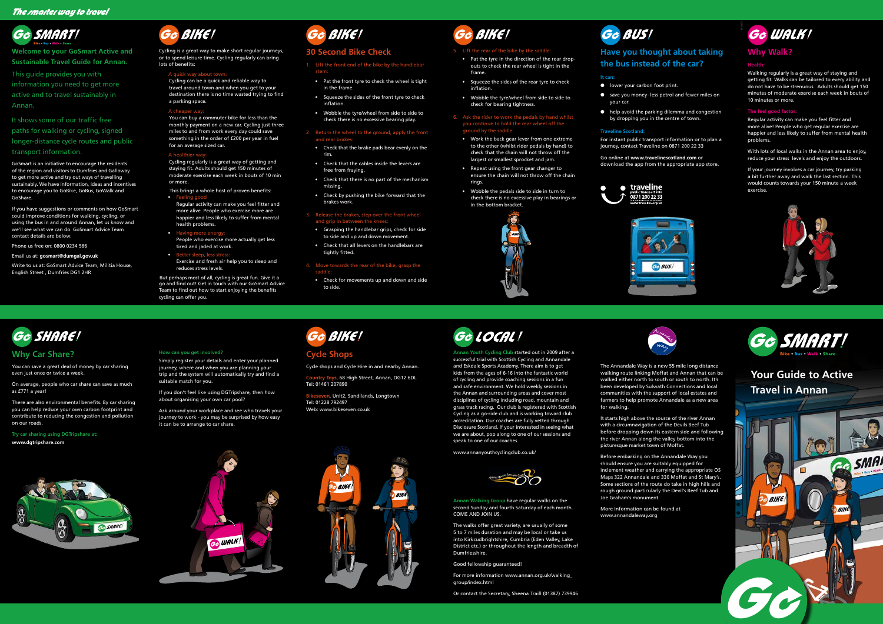*The smarter way to travel*

# Go SMART!

Bike • Bus • Walk • Share

**Welcome to your GoSmart Active and Sustainable Travel Guide for Annan.**

This guide provides you with information you need to get more active and to travel sustainably in Annan.

It shows some of our traffic free paths for walking or cycling, signed longer-distance cycle routes and public transport information.

GoSmart is an initiative to encourage the residents of the region and visitors to Dumfries and Galloway to get more active and try out ways of travelling sustainably. We have information, ideas and incentives to encourage you to GoBike, GoBus, GoWalk and GoShare.

If you have suggestions or comments on how GoSmart could improve conditions for walking, cycling, or using the bus in and around Annan, let us know and we'll see what we can do. GoSmart Advice Team contact details are below:

Phone us free on: 0800 0234 586

Email us at: **gosmart@dumgal.gov.uk**

Write to us at: GoSmart Advice Team, Militia House, English Street , Dumfries DG1 2HR

# Go BIKE!

Cycling is a great way to make short regular journeys, or to spend leisure time. Cycling regularly can bring lots of benefits:

A quick way about town:
Cycling can be a quick and reliable way to travel around town and when you get to your destination there is no time wasted trying to find a parking space.

A cheaper way:
You can buy a commuter bike for less than the monthly payment on a new car. Cycling just three miles to and from work every day could save something in the order of £200 per year in fuel for an average sized car.

A healthier way:
Cycling regularly is a great way of getting and staying fit. Adults should get 150 minutes of moderate exercise each week in bouts of 10 min or more.

This brings a whole host of proven benefits:

- Feeling good
  Regular activity can make you feel fitter and more alive. People who exercise more are happier and less likely to suffer from mental health problems.
- Having more energy:
  People who exercise more actually get less tired and jaded at work.
- Better sleep, less stress:
  Exercise and fresh air help you to sleep and reduces stress levels.

But perhaps most of all, cycling is great fun. Give it a go and find out! Get in touch with our GoSmart Advice Team to find out how to start enjoying the benefits cycling can offer you.

# Go BIKE!

## 30 Second Bike Check

1. Lift the front end of the bike by the handlebar stem:
   - Pat the front tyre to check the wheel is tight in the frame.
   - Squeeze the sides of the front tyre to check inflation.
   - Wobble the tyre/wheel from side to side to check there is no excessive bearing play.
2. Return the wheel to the ground, apply the front and rear brakes:
   - Check that the brake pads bear evenly on the rim.
   - Check that the cables inside the levers are free from fraying.
   - Check that there is no part of the mechanism missing.
   - Check by pushing the bike forward that the brakes work.
3. Release the brakes, step over the front wheel and grip in between the knees:
   - Grasping the handlebar grips, check for side to side and up and down movement.
   - Check that all levers on the handlebars are tightly fitted.
4. Move towards the rear of the bike, grasp the saddle:
   - Check for movements up and down and side to side.
5. Lift the rear of the bike by the saddle:
   - Pat the tyre in the direction of the rear drop-outs to check the rear wheel is tight in the frame.
   - Squeeze the sides of the rear tyre to check inflation.
   - Wobble the tyre/wheel from side to side to check for bearing tightness.
6. Ask the rider to work the pedals by hand whilst you continue to hold the rear wheel off the ground by the saddle:
   - Work the back gear lever from one extreme to the other (whilst rider pedals by hand) to check that the chain will not throw off the largest or smallest sprocket and jam.
   - Repeat using the front gear changer to ensure the chain will not throw off the chain rings.
   - Wobble the pedals side to side in turn to check there is no excessive play in bearings or in the bottom bracket.

# Go BUS!

## Have you thought about taking the bus instead of the car?

It can:

- lower your carbon foot print.
- save you money- less petrol and fewer miles on your car.
- help avoid the parking dilemma and congestion by dropping you in the centre of town.

**Traveline Scotland:**

For instant public transport information or to plan a journey, contact Traveline on 0871 200 22 33

Go online at **www.travelinescotland.com** or download the app from the appropriate app store.

traveline public transport info 0871 200 22 33 www.traveline.org.uk

# Go WALK!

## Why Walk?

**Health:**

Walking regularly is a great way of staying and getting fit. Walks can be tailored to every ability and do not have to be strenuous. Adults should get 150 minutes of moderate exercise each week in bouts of 10 minutes or more.

**The feel good factor:**

Regular activity can make you feel fitter and more alive! People who get regular exercise are happier and less likely to suffer from mental health problems.

With lots of local walks in the Annan area to enjoy, reduce your stress levels and enjoy the outdoors.

If your journey involves a car journey, try parking a bit further away and walk the last section. This would counts towards your 150 minute a week exercise.

# Go SHARE!

## Why Car Share?

You can save a great deal of money by car sharing even just once or twice a week.

On average, people who car share can save as much as £771 a year!

There are also environmental benefits. By car sharing you can help reduce your own carbon footprint and contribute to reducing the congestion and pollution on our roads.

**Try car sharing using DGTripshare at:**
**www.dgtripshare.com**

**How can you get involved?**

Simply register your details and enter your planned journey, where and when you are planning your trip and the system will automatically try and find a suitable match for you.

If you don't feel like using DGTripshare, then how about organising your own car pool?

Ask around your workplace and see who travels your journey to work - you may be surprised by how easy it can be to arrange to car share.

# Go BIKE!

## Cycle Shops

Cycle shops and Cycle Hire in and nearby Annan.

**Country Toys**, 68 High Street, Annan, DG12 6DL
Tel: 01461 207890

**Bikeseven**, Unit2, Sandilands, Longtown
Tel: 01228 792497
Web: www.bikeseven.co.uk

# Go LOCAL!

**Annan Youth Cycling Club** started out in 2009 after a successful trial with Scottish Cycling and Annandale and Eskdale Sports Academy. There aim is to get kids from the ages of 6-16 into the fantastic world of cycling and provide coaching sessions in a fun and safe environment. We hold weekly sessions in the Annan and surrounding areas and cover most disciplines of cycling including road, mountain and grass track racing. Our club is registered with Scottish Cycling as a go-ride club and is working toward club accreditation. Our coaches are fully vetted through Disclosure Scotland. If your interested in seeing what we are about, pop along to one of our sessions and speak to one of our coaches.

www.annanyouthcyclingclub.co.uk/

**Annan Walking Group** have regular walks on the second Sunday and fourth Saturday of each month. COME AND JOIN US.

The walks offer great variety, are usually of some 5 to 7 miles duration and may be local or take us into Kirkcudbrightshire, Cumbria (Eden Valley, Lake District etc.) or throughout the length and breadth of Dumfriesshire.

Good fellowship guaranteed!

For more information www.annan.org.uk/walking_group/index.html

Or contact the Secretary, Sheena Traill (01387) 739946

The Annandale Way is a new 55 mile long distance walking route linking Moffat and Annan that can be walked either north to south or south to north. It's been developed by Sulwath Connections and local communities with the support of local estates and farmers to help promote Annandale as a new area for walking.

It starts high above the source of the river Annan with a circumnavigation of the Devils Beef Tub before dropping down its eastern side and following the river Annan along the valley bottom into the picturesque market town of Moffat.

Before embarking on the Annandale Way you should ensure you are suitably equipped for inclement weather and carrying the appropriate OS Maps 322 Annandale and 330 Moffat and St Mary's. Some sections of the route do take in high hills and rough ground particularly the Devil's Beef Tub and Joe Graham's monument.

More Information can be found at www.annandaleway.org

# Go SMART!

Bike • Bus • Walk • Share

## Your Guide to Active Travel in Annan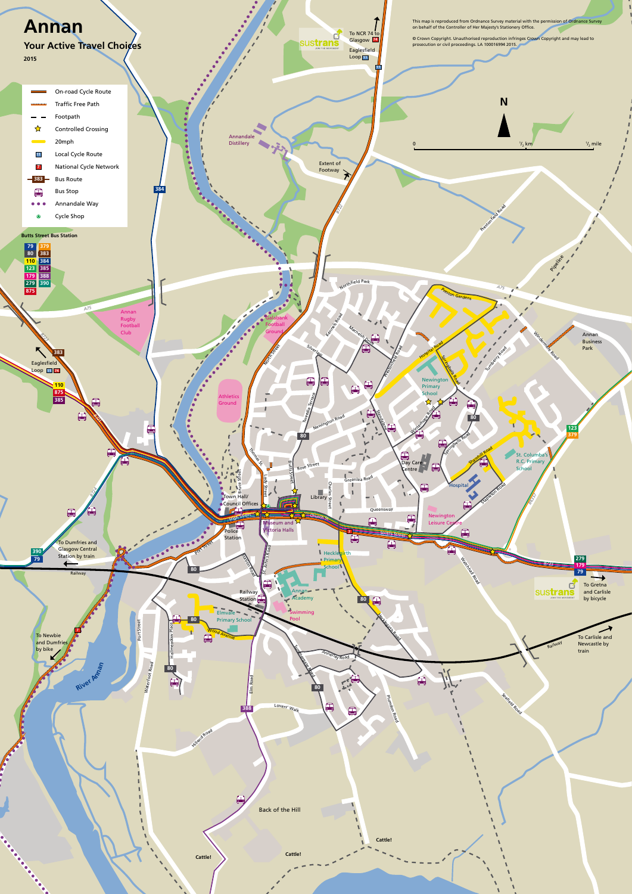# Annan

## Your Active Travel Choices

2015

On-road Cycle Route
Traffic Free Path
Footpath
Controlled Crossing
20mph
Local Cycle Route
National Cycle Network
Bus Route
Bus Stop
Annandale Way
Cycle Shop

Butts Street Bus Station

79 379
80 383
110 384
123 385
179 388
279 390
875

This map is reproduced from Ordnance Survey material with the permission of Ordnance Survey on behalf of the Controller of Her Majesty's Stationery Office.

© Crown Copyright. Unauthorised reproduction infringes Crown Copyright and may lead to prosecution or civil proceedings. LA 100016994 2015.

N

0 1/2 km 1/2 mile

To NCR 74 to Glasgow 74
Eaglesfield Loop 11
Annandale Distillery
Extent of Footway
Annan Rugby Football Club
Galabank Football Ground
Athletics Ground
Eaglesfield Loop 11 74
Annan Business Park
Newington Primary School
St. Columba's R.C. Primary School
Day Care Centre
Hospital
Newington Leisure Centre
Town Hall/ Council Offices
Library
Museum and Victoria Halls
Police Station
Hecklegirth Primary School
Railway Station
Annan Academy
Swimming Pool
Elmvale Primary School
To Dumfries and Glasgow Central Station by train
To Newbie and Dumfries by bike
To Gretna and Carlisle by bicycle
To Carlisle and Newcastle by train
River Annan
Back of the Hill
Cattle!
Cattle!
Cattle!